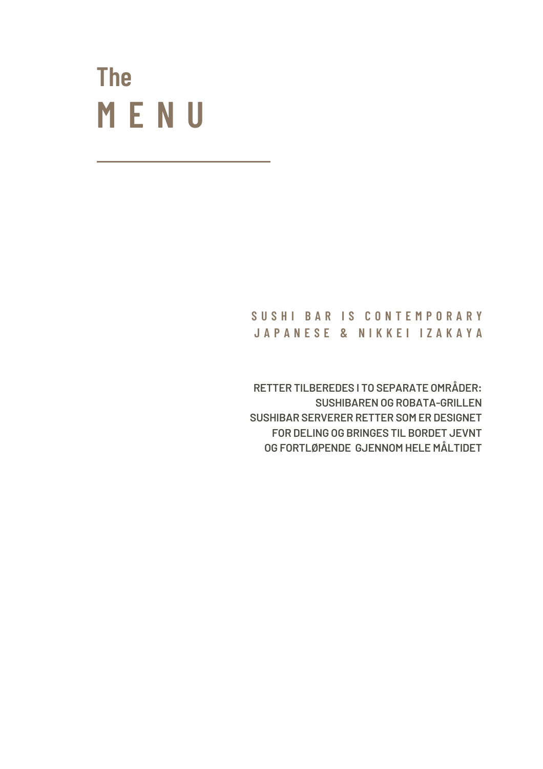# The MENU

SUSHI BAR IS CONTEMPORARY
JAPANESE & NIKKEI IZAKAYA

RETTER TILBEREDES I TO SEPARATE OMRÅDER:
SUSHIBAREN OG ROBATA-GRILLEN
SUSHIBAR SERVERER RETTER SOM ER DESIGNET
FOR DELING OG BRINGES TIL BORDET JEVNT
OG FORTLØPENDE GJENNOM HELE MÅLTIDET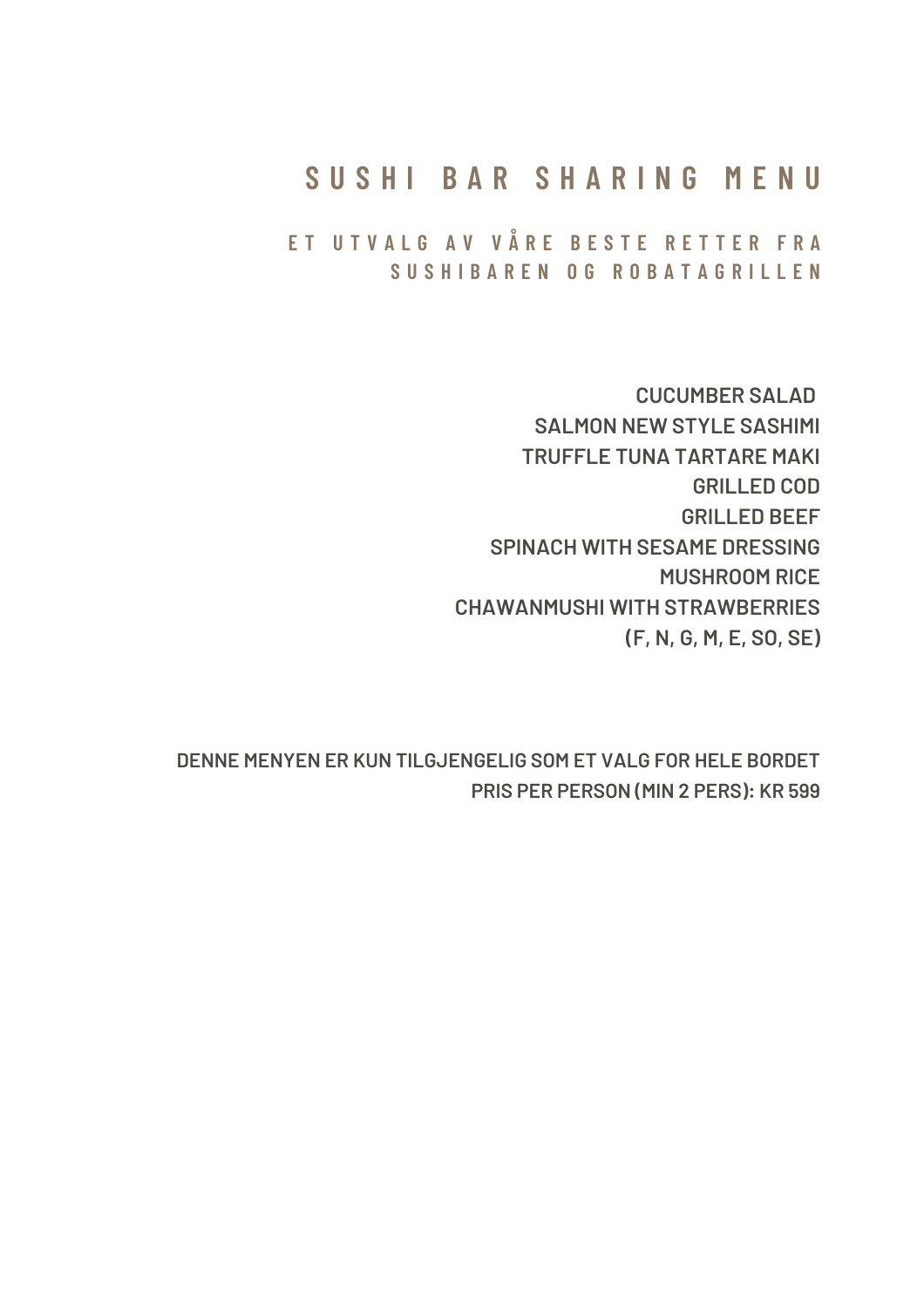# SUSHI BAR SHARING MENU

## ET UTVALG AV VÅRE BESTE RETTER FRA SUSHIBAREN OG ROBATAGRILLEN

CUCUMBER SALAD
SALMON NEW STYLE SASHIMI
TRUFFLE TUNA TARTARE MAKI
GRILLED COD
GRILLED BEEF
SPINACH WITH SESAME DRESSING
MUSHROOM RICE
CHAWANMUSHI WITH STRAWBERRIES
(F, N, G, M, E, SO, SE)

DENNE MENYEN ER KUN TILGJENGELIG SOM ET VALG FOR HELE BORDET
PRIS PER PERSON (MIN 2 PERS): KR 599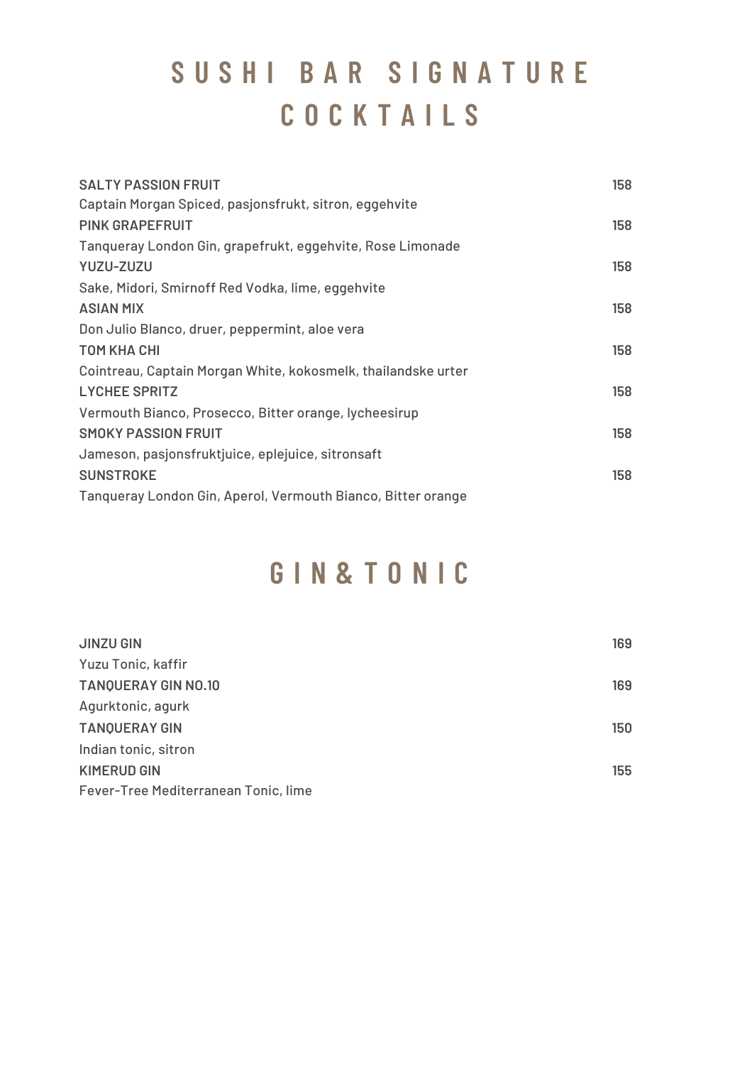# SUSHI BAR SIGNATURE COCKTAILS

**SALTY PASSION FRUIT** — 158
Captain Morgan Spiced, pasjonsfrukt, sitron, eggehvite

**PINK GRAPEFRUIT** — 158
Tanqueray London Gin, grapefrukt, eggehvite, Rose Limonade

**YUZU-ZUZU** — 158
Sake, Midori, Smirnoff Red Vodka, lime, eggehvite

**ASIAN MIX** — 158
Don Julio Blanco, druer, peppermint, aloe vera

**TOM KHA CHI** — 158
Cointreau, Captain Morgan White, kokosmelk, thailandske urter

**LYCHEE SPRITZ** — 158
Vermouth Bianco, Prosecco, Bitter orange, lycheesirup

**SMOKY PASSION FRUIT** — 158
Jameson, pasjonsfruktjuice, eplejuice, sitronsaft

**SUNSTROKE** — 158
Tanqueray London Gin, Aperol, Vermouth Bianco, Bitter orange

# GIN&TONIC

**JINZU GIN** — 169
Yuzu Tonic, kaffir

**TANQUERAY GIN NO.10** — 169
Agurktonic, agurk

**TANQUERAY GIN** — 150
Indian tonic, sitron

**KIMERUD GIN** — 155
Fever-Tree Mediterranean Tonic, lime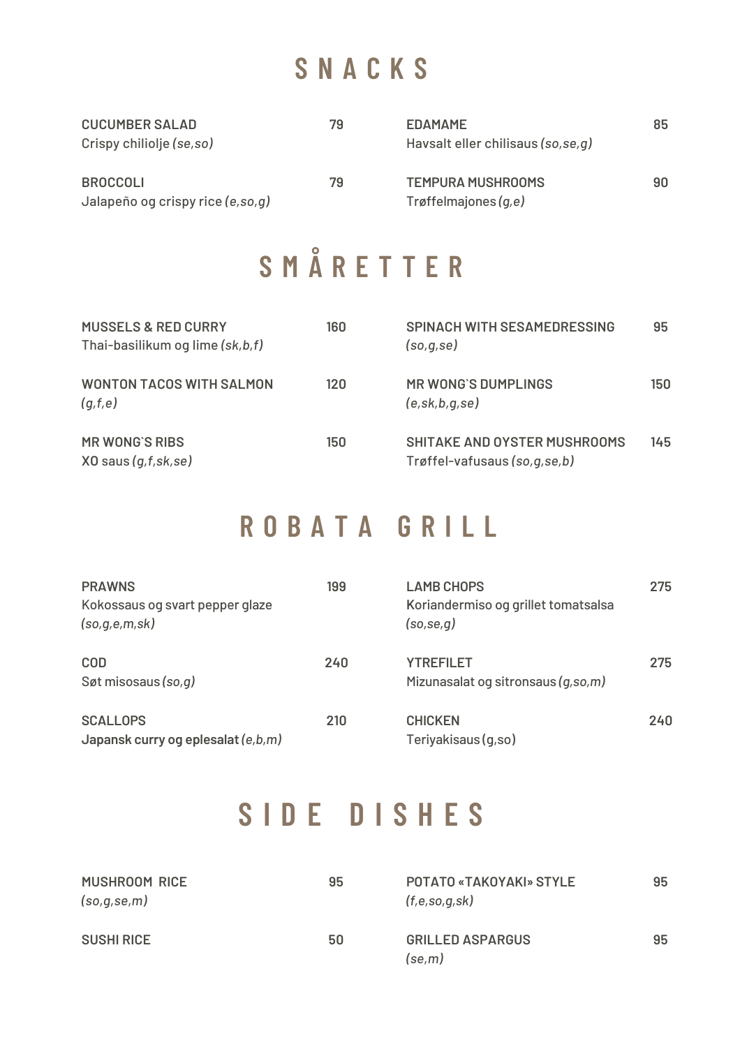# SNACKS

**CUCUMBER SALAD** 79
Crispy chiliolje *(se,so)*

**BROCCOLI** 79
Jalapeño og crispy rice *(e,so,g)*

**EDAMAME** 85
Havsalt eller chilisaus *(so,se,g)*

**TEMPURA MUSHROOMS** 90
Trøffelmajones *(g,e)*

# SMÅRETTER

**MUSSELS & RED CURRY** 160
Thai-basilikum og lime *(sk,b,f)*

**WONTON TACOS WITH SALMON** 120
*(g,f,e)*

**MR WONG`S RIBS** 150
XO saus *(g,f,sk,se)*

**SPINACH WITH SESAMEDRESSING** 95
*(so,g,se)*

**MR WONG`S DUMPLINGS** 150
*(e,sk,b,g,se)*

**SHITAKE AND OYSTER MUSHROOMS** 145
Trøffel-vafusaus *(so,g,se,b)*

# ROBATA GRILL

**PRAWNS** 199
Kokossaus og svart pepper glaze
*(so,g,e,m,sk)*

**COD** 240
Søt misosaus *(so,g)*

**SCALLOPS** 210
**Japansk curry og eplesalat** *(e,b,m)*

**LAMB CHOPS** 275
Koriandermiso og grillet tomatsalsa
*(so,se,g)*

**YTREFILET** 275
Mizunasalat og sitronsaus *(g,so,m)*

**CHICKEN** 240
Teriyakisaus (g,so)

# SIDE DISHES

**MUSHROOM RICE** 95
*(so,g,se,m)*

**SUSHI RICE** 50

**POTATO «TAKOYAKI» STYLE** 95
*(f,e,so,g,sk)*

**GRILLED ASPARGUS** 95
*(se,m)*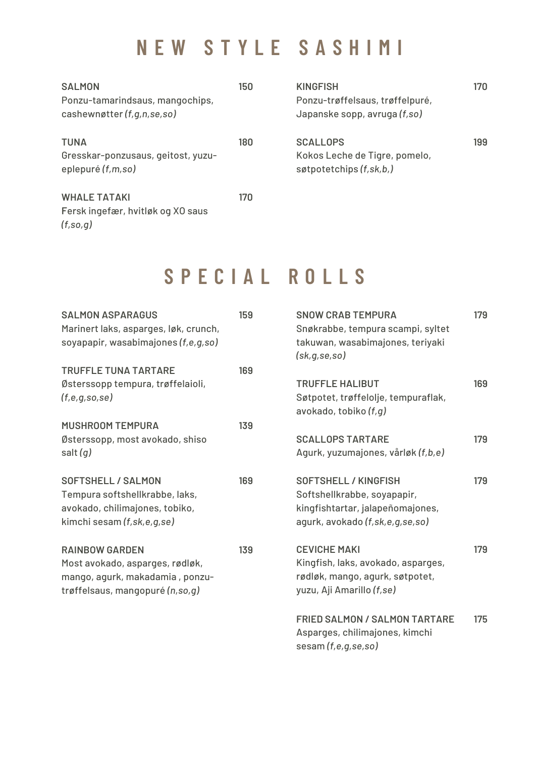# NEW STYLE SASHIMI

**SALMON** 150
Ponzu-tamarindsaus, mangochips, cashewnøtter *(f,g,n,se,so)*

**TUNA** 180
Gresskar-ponzusaus, geitost, yuzu-eplepuré *(f,m,so)*

**WHALE TATAKI** 170
Fersk ingefær, hvitløk og XO saus *(f,so,g)*

**KINGFISH** 170
Ponzu-trøffelsaus, trøffelpuré, Japanske sopp, avruga *(f,so)*

**SCALLOPS** 199
Kokos Leche de Tigre, pomelo, søtpotetchips *(f,sk,b,)*

# SPECIAL ROLLS

**SALMON ASPARAGUS** 159
Marinert laks, asparges, løk, crunch, soyapapir, wasabimajones *(f,e,g,so)*

**TRUFFLE TUNA TARTARE** 169
Østerssopp tempura, trøffelaioli, *(f,e,g,so,se)*

**MUSHROOM TEMPURA** 139
Østerssopp, most avokado, shiso salt *(g)*

**SOFTSHELL / SALMON** 169
Tempura softshellkrabbe, laks, avokado, chilimajones, tobiko, kimchi sesam *(f,sk,e,g,se)*

**RAINBOW GARDEN** 139
Most avokado, asparges, rødløk, mango, agurk, makadamia , ponzu-trøffelsaus, mangopuré *(n,so,g)*

**SNOW CRAB TEMPURA** 179
Snøkrabbe, tempura scampi, syltet takuwan, wasabimajones, teriyaki *(sk,g,se,so)*

**TRUFFLE HALIBUT** 169
Søtpotet, trøffelolje, tempuraflak, avokado, tobiko *(f,g)*

**SCALLOPS TARTARE** 179
Agurk, yuzumajones, vårløk *(f,b,e)*

**SOFTSHELL / KINGFISH** 179
Softshellkrabbe, soyapapir, kingfishtartar, jalapeñomajones, agurk, avokado *(f,sk,e,g,se,so)*

**CEVICHE MAKI** 179
Kingfish, laks, avokado, asparges, rødløk, mango, agurk, søtpotet, yuzu, Aji Amarillo *(f,se)*

**FRIED SALMON / SALMON TARTARE** 175
Asparges, chilimajones, kimchi sesam *(f,e,g,se,so)*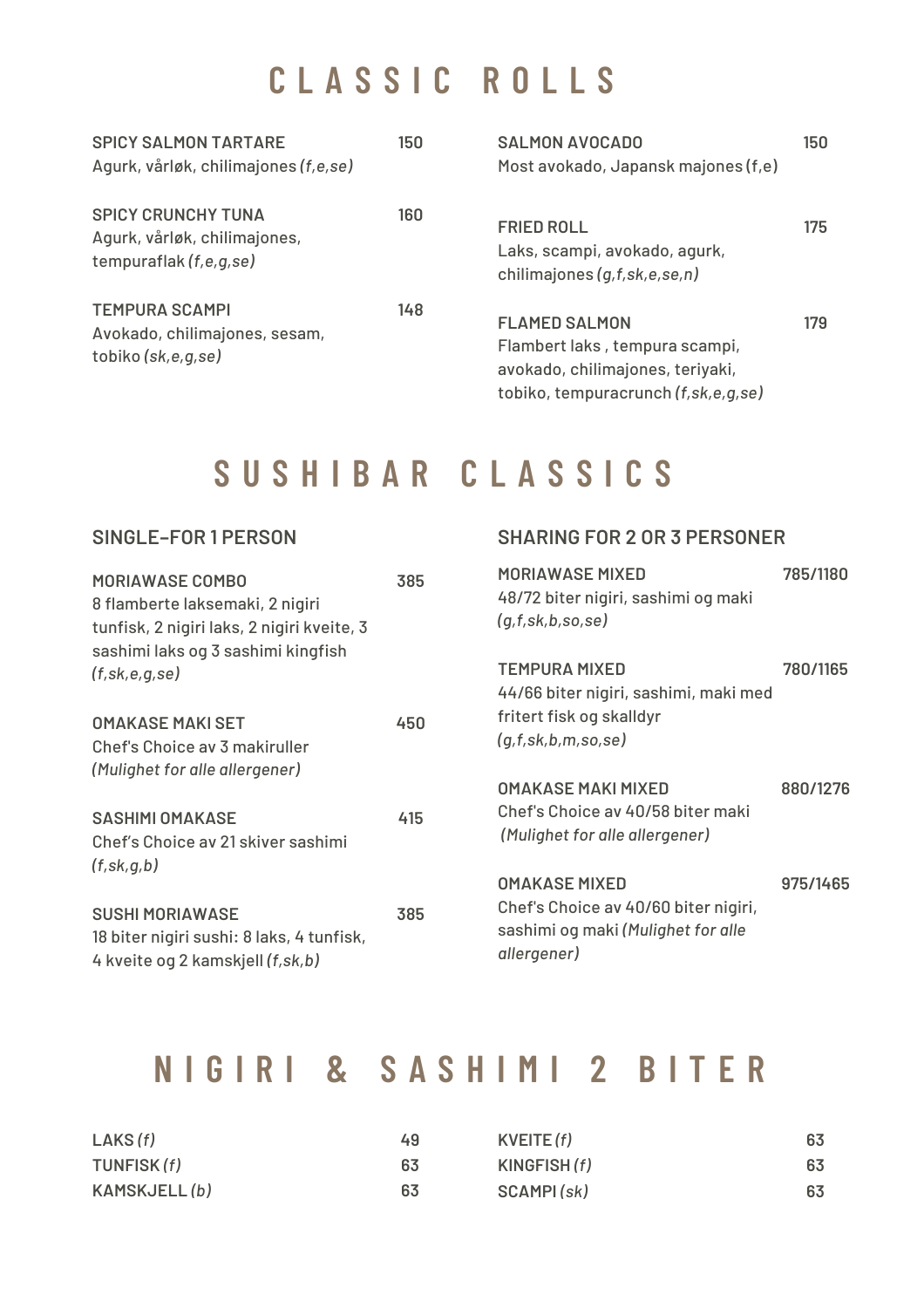# CLASSIC ROLLS

**SPICY SALMON TARTARE** 150
Agurk, vårløk, chilimajones *(f,e,se)*

**SPICY CRUNCHY TUNA** 160
Agurk, vårløk, chilimajones, tempuraflak *(f,e,g,se)*

**TEMPURA SCAMPI** 148
Avokado, chilimajones, sesam, tobiko *(sk,e,g,se)*

**SALMON AVOCADO** 150
Most avokado, Japansk majones (f,e)

**FRIED ROLL** 175
Laks, scampi, avokado, agurk, chilimajones *(g,f,sk,e,se,n)*

**FLAMED SALMON** 179
Flambert laks , tempura scampi, avokado, chilimajones, teriyaki, tobiko, tempuracrunch *(f,sk,e,g,se)*

# SUSHIBAR CLASSICS

## SINGLE–FOR 1 PERSON

**MORIAWASE COMBO** 385
8 flamberte laksemaki, 2 nigiri tunfisk, 2 nigiri laks, 2 nigiri kveite, 3 sashimi laks og 3 sashimi kingfish *(f,sk,e,g,se)*

**OMAKASE MAKI SET** 450
Chef's Choice av 3 makiruller *(Mulighet for alle allergener)*

**SASHIMI OMAKASE** 415
Chef's Choice av 21 skiver sashimi *(f,sk,g,b)*

**SUSHI MORIAWASE** 385
18 biter nigiri sushi: 8 laks, 4 tunfisk, 4 kveite og 2 kamskjell *(f,sk,b)*

## SHARING FOR 2 OR 3 PERSONER

**MORIAWASE MIXED** 785/1180
48/72 biter nigiri, sashimi og maki *(g,f,sk,b,so,se)*

**TEMPURA MIXED** 780/1165
44/66 biter nigiri, sashimi, maki med fritert fisk og skalldyr *(g,f,sk,b,m,so,se)*

**OMAKASE MAKI MIXED** 880/1276
Chef's Choice av 40/58 biter maki *(Mulighet for alle allergener)*

**OMAKASE MIXED** 975/1465
Chef's Choice av 40/60 biter nigiri, sashimi og maki *(Mulighet for alle allergener)*

# NIGIRI & SASHIMI 2 BITER

| | |
|---|---|
| **LAKS** *(f)* | 49 |
| **TUNFISK** *(f)* | 63 |
| **KAMSKJELL** *(b)* | 63 |
| **KVEITE** *(f)* | 63 |
| **KINGFISH** *(f)* | 63 |
| **SCAMPI** *(sk)* | 63 |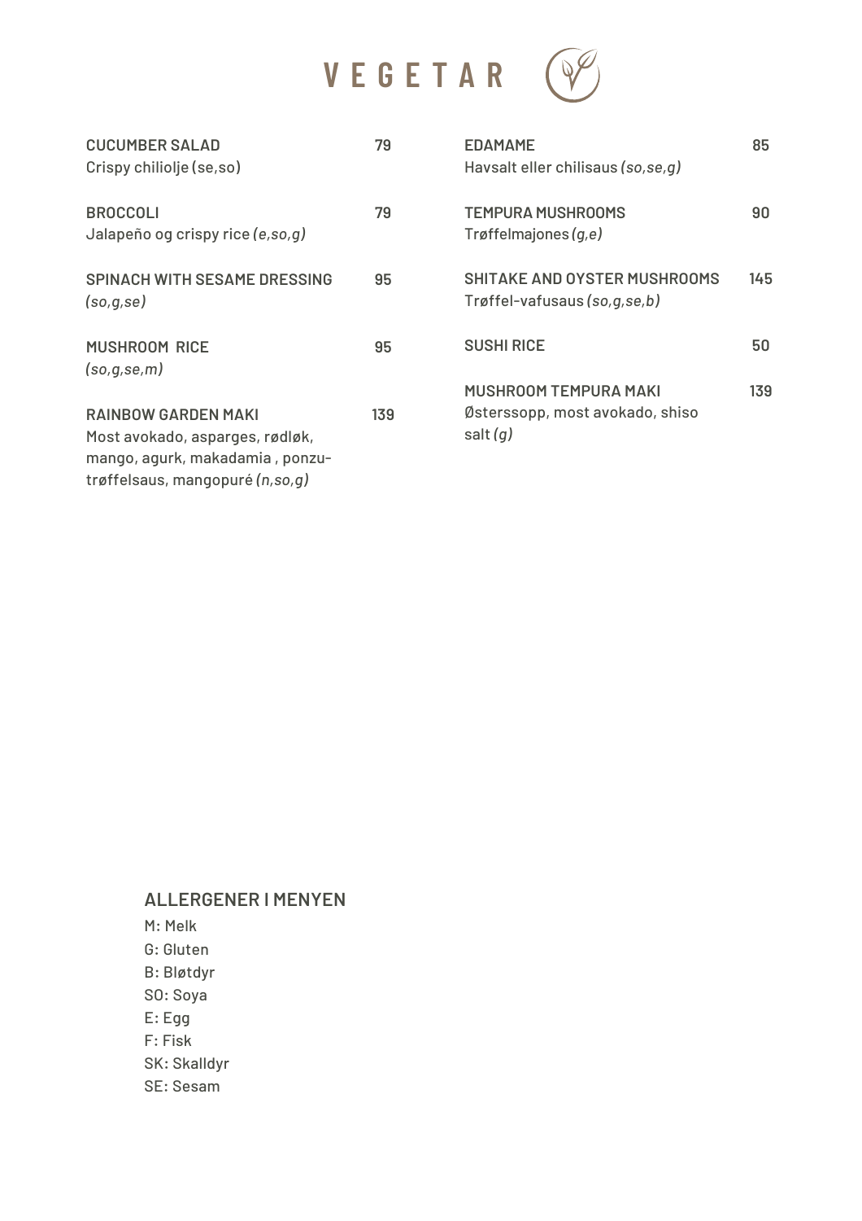# VEGETAR

**CUCUMBER SALAD** — **79**
Crispy chiliolje (se,so)

**BROCCOLI** — **79**
Jalapeño og crispy rice *(e,so,g)*

**SPINACH WITH SESAME DRESSING** — **95**
*(so,g,se)*

**MUSHROOM RICE** — **95**
*(so,g,se,m)*

**RAINBOW GARDEN MAKI** — **139**
Most avokado, asparges, rødløk, mango, agurk, makadamia , ponzu-trøffelsaus, mangopuré *(n,so,g)*

**EDAMAME** — **85**
Havsalt eller chilisaus *(so,se,g)*

**TEMPURA MUSHROOMS** — **90**
Trøffelmajones *(g,e)*

**SHITAKE AND OYSTER MUSHROOMS** — **145**
Trøffel-vafusaus *(so,g,se,b)*

**SUSHI RICE** — **50**

**MUSHROOM TEMPURA MAKI** — **139**
Østerssopp, most avokado, shiso salt *(g)*

## ALLERGENER I MENYEN

M: Melk
G: Gluten
B: Bløtdyr
SO: Soya
E: Egg
F: Fisk
SK: Skalldyr
SE: Sesam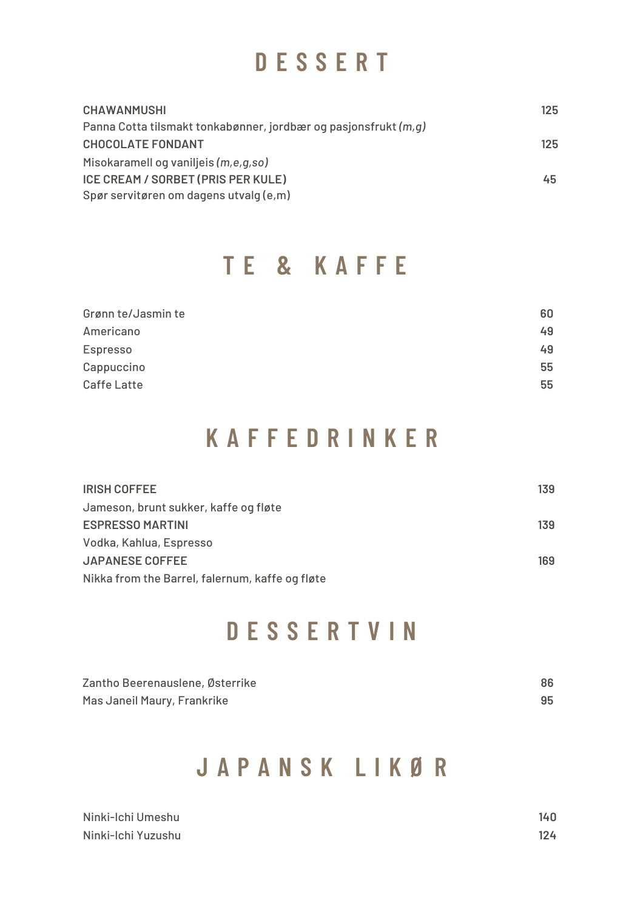# DESSERT

**CHAWANMUSHI** — 125
Panna Cotta tilsmakt tonkabønner, jordbær og pasjonsfrukt *(m,g)*

**CHOCOLATE FONDANT** — 125
Misokaramell og vaniljeis *(m,e,g,so)*

**ICE CREAM / SORBET (PRIS PER KULE)** — 45
Spør servitøren om dagens utvalg (e,m)

# TE & KAFFE

| | |
|---|---|
| Grønn te/Jasmin te | 60 |
| Americano | 49 |
| Espresso | 49 |
| Cappuccino | 55 |
| Caffe Latte | 55 |

# KAFFEDRINKER

**IRISH COFFEE** — 139
Jameson, brunt sukker, kaffe og fløte

**ESPRESSO MARTINI** — 139
Vodka, Kahlua, Espresso

**JAPANESE COFFEE** — 169
Nikka from the Barrel, falernum, kaffe og fløte

# DESSERTVIN

| | |
|---|---|
| Zantho Beerenauslene, Østerrike | 86 |
| Mas Janeil Maury, Frankrike | 95 |

# JAPANSK LIKØR

| | |
|---|---|
| Ninki-Ichi Umeshu | 140 |
| Ninki-Ichi Yuzushu | 124 |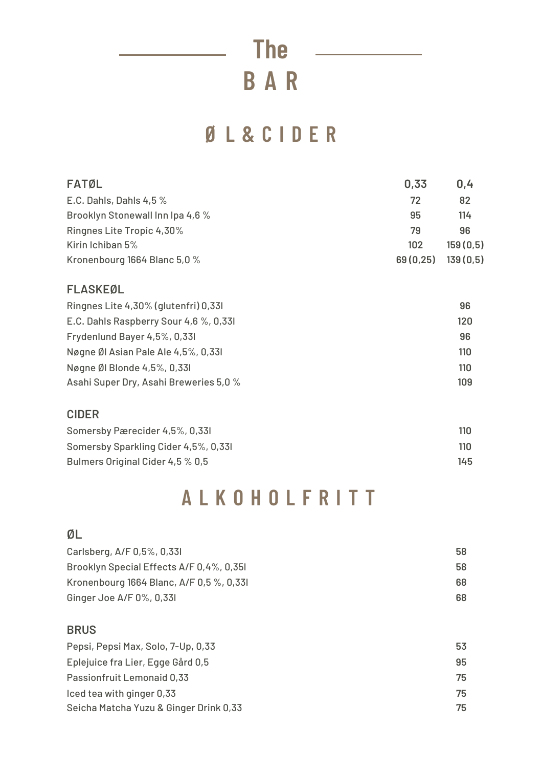# The BAR

## ØL & CIDER

| FATØL | 0,33 | 0,4 |
| --- | --- | --- |
| E.C. Dahls, Dahls 4,5 % | 72 | 82 |
| Brooklyn Stonewall Inn Ipa 4,6 % | 95 | 114 |
| Ringnes Lite Tropic 4,30% | 79 | 96 |
| Kirin Ichiban 5% | 102 | 159 (0,5) |
| Kronenbourg 1664 Blanc 5,0 % | 69 (0,25) | 139 (0,5) |

| FLASKEØL | |
| --- | --- |
| Ringnes Lite 4,30% (glutenfri) 0,33l | 96 |
| E.C. Dahls Raspberry Sour 4,6 %, 0,33l | 120 |
| Frydenlund Bayer 4,5%, 0,33l | 96 |
| Døgne Øl Asian Pale Ale 4,5%, 0,33l | 110 |
| Nøgne Øl Blonde 4,5%, 0,33l | 110 |
| Asahi Super Dry, Asahi Breweries 5,0 % | 109 |

| CIDER | |
| --- | --- |
| Somersby Pærecider 4,5%, 0,33l | 110 |
| Somersby Sparkling Cider 4,5%, 0,33l | 110 |
| Bulmers Original Cider 4,5 % 0,5 | 145 |

## ALKOHOLFRITT

| ØL | |
| --- | --- |
| Carlsberg, A/F 0,5%, 0,33l | 58 |
| Brooklyn Special Effects A/F 0,4%, 0,35l | 58 |
| Kronenbourg 1664 Blanc, A/F 0,5 %, 0,33l | 68 |
| Ginger Joe A/F 0%, 0,33l | 68 |

| BRUS | |
| --- | --- |
| Pepsi, Pepsi Max, Solo, 7-Up, 0,33 | 53 |
| Eplejuice fra Lier, Egge Gård 0,5 | 95 |
| Passionfruit Lemonaid 0,33 | 75 |
| Iced tea with ginger 0,33 | 75 |
| Seicha Matcha Yuzu & Ginger Drink 0,33 | 75 |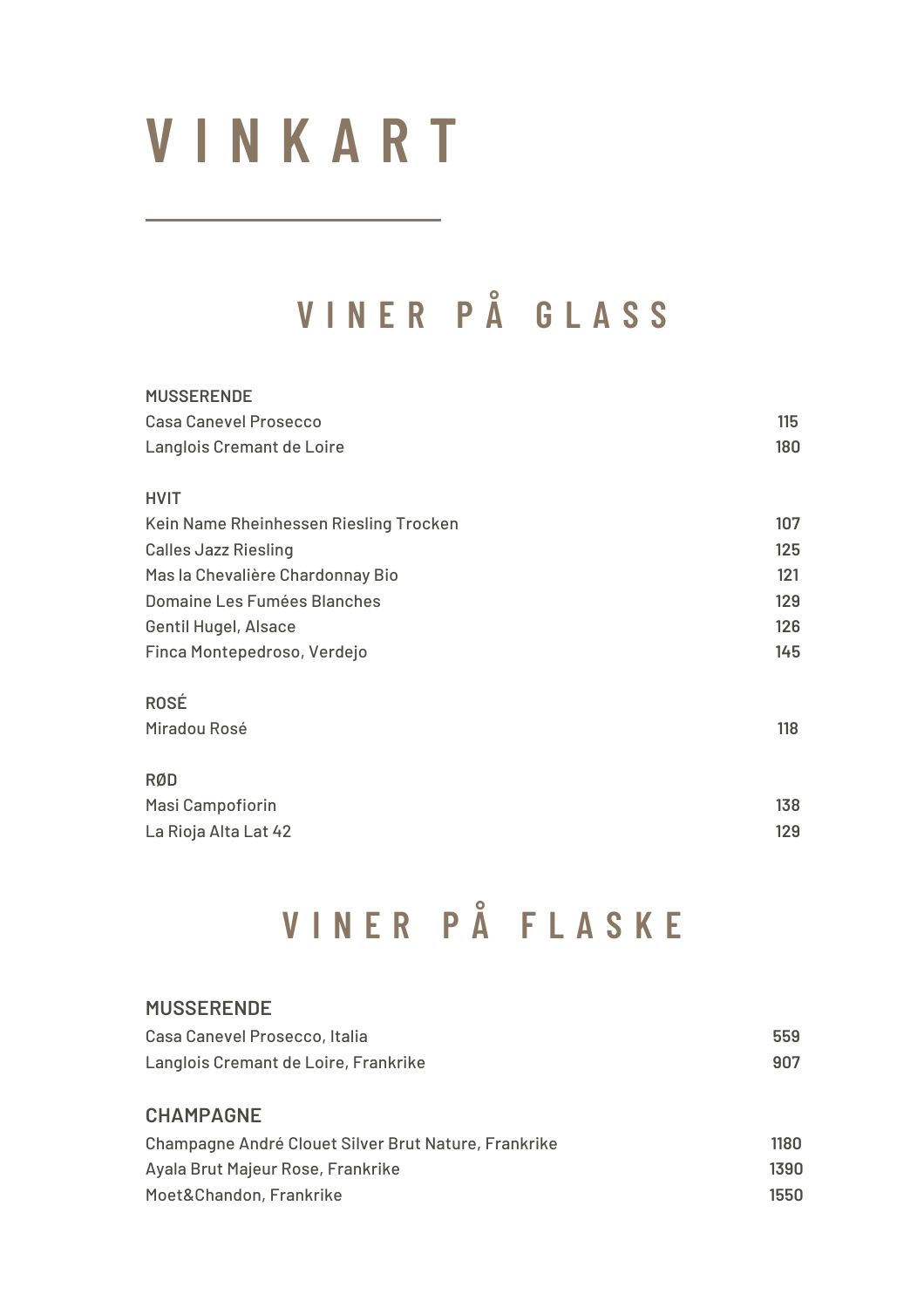# VINKART

## VINER PÅ GLASS

| MUSSERENDE | |
|---|---|
| Casa Canevel Prosecco | 115 |
| Langlois Cremant de Loire | 180 |

| HVIT | |
|---|---|
| Kein Name Rheinhessen Riesling Trocken | 107 |
| Calles Jazz Riesling | 125 |
| Mas la Chevalière Chardonnay Bio | 121 |
| Domaine Les Fumées Blanches | 129 |
| Gentil Hugel, Alsace | 126 |
| Finca Montepedroso, Verdejo | 145 |

| ROSÉ | |
|---|---|
| Miradou Rosé | 118 |

| RØD | |
|---|---|
| Masi Campofiorin | 138 |
| La Rioja Alta Lat 42 | 129 |

## VINER PÅ FLASKE

| MUSSERENDE | |
|---|---|
| Casa Canevel Prosecco, Italia | 559 |
| Langlois Cremant de Loire, Frankrike | 907 |

| CHAMPAGNE | |
|---|---|
| Champagne André Clouet Silver Brut Nature, Frankrike | 1180 |
| Ayala Brut Majeur Rose, Frankrike | 1390 |
| Moet&Chandon, Frankrike | 1550 |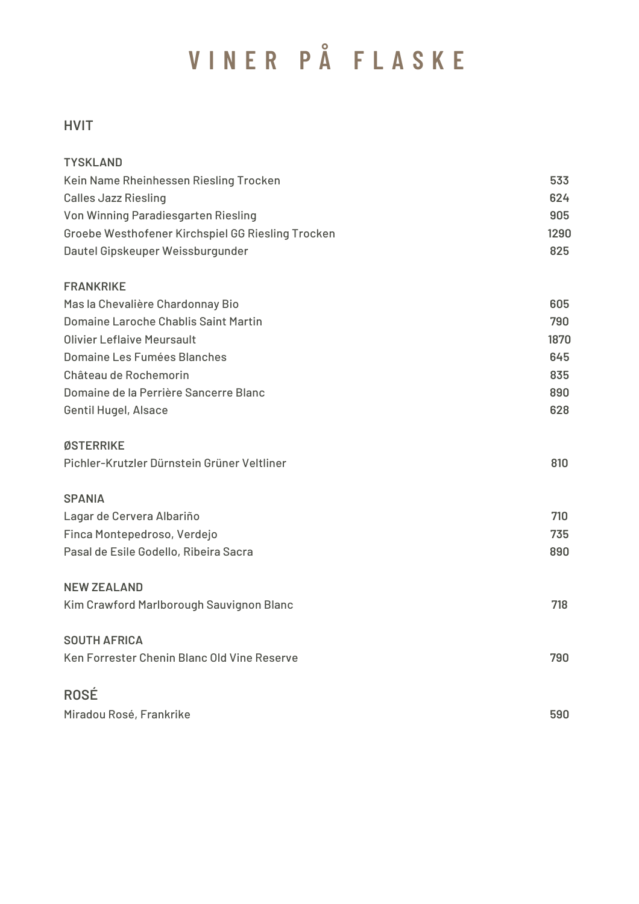# VINER PÅ FLASKE

## HVIT

### TYSKLAND

| | |
|---|---|
| Kein Name Rheinhessen Riesling Trocken | 533 |
| Calles Jazz Riesling | 624 |
| Von Winning Paradiesgarten Riesling | 905 |
| Groebe Westhofener Kirchspiel GG Riesling Trocken | 1290 |
| Dautel Gipskeuper Weissburgunder | 825 |

### FRANKRIKE

| | |
|---|---|
| Mas la Chevalière Chardonnay Bio | 605 |
| Domaine Laroche Chablis Saint Martin | 790 |
| Olivier Leflaive Meursault | 1870 |
| Domaine Les Fumées Blanches | 645 |
| Château de Rochemorin | 835 |
| Domaine de la Perrière Sancerre Blanc | 890 |
| Gentil Hugel, Alsace | 628 |

### ØSTERRIKE

| | |
|---|---|
| Pichler-Krutzler Dürnstein Grüner Veltliner | 810 |

### SPANIA

| | |
|---|---|
| Lagar de Cervera Albariño | 710 |
| Finca Montepedroso, Verdejo | 735 |
| Pasal de Esile Godello, Ribeira Sacra | 890 |

### NEW ZEALAND

| | |
|---|---|
| Kim Crawford Marlborough Sauvignon Blanc | 718 |

### SOUTH AFRICA

| | |
|---|---|
| Ken Forrester Chenin Blanc Old Vine Reserve | 790 |

## ROSÉ

| | |
|---|---|
| Miradou Rosé, Frankrike | 590 |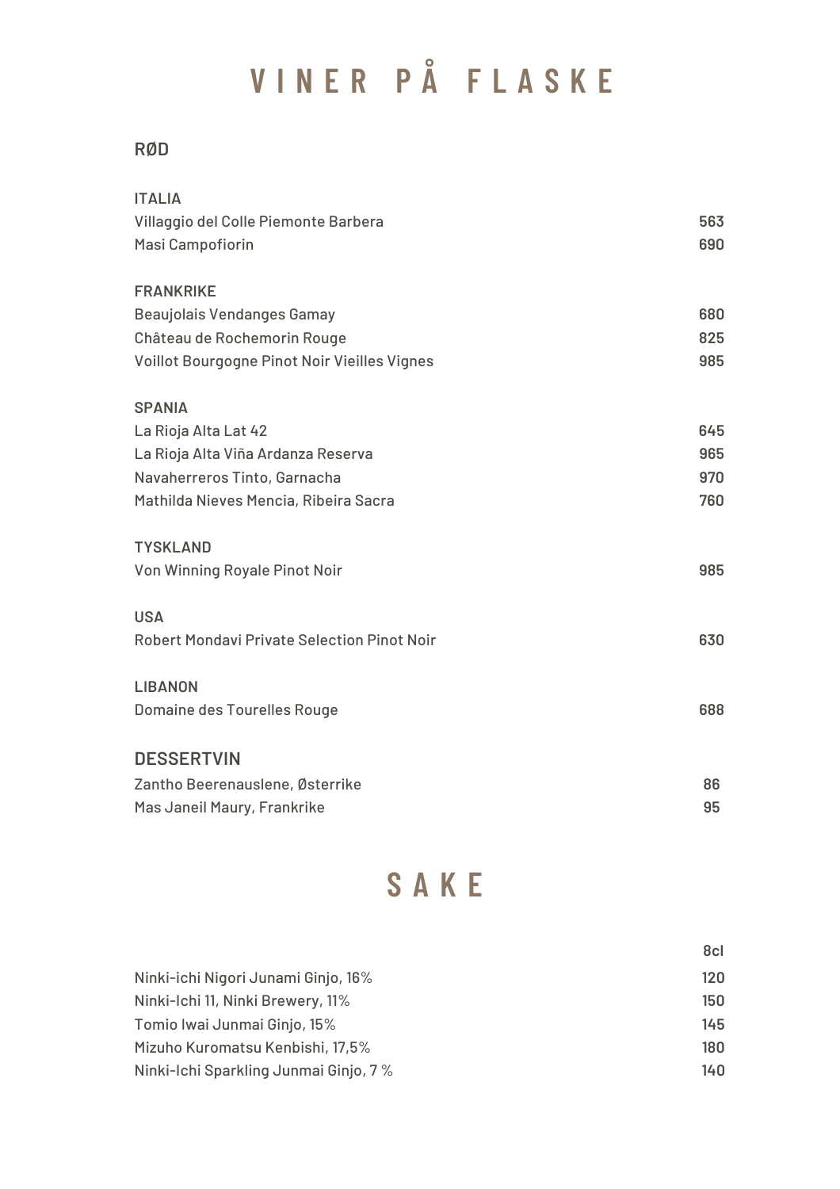# VINER PÅ FLASKE

## RØD

### ITALIA

| | |
|---|---|
| Villaggio del Colle Piemonte Barbera | 563 |
| Masi Campofiorin | 690 |

### FRANKRIKE

| | |
|---|---|
| Beaujolais Vendanges Gamay | 680 |
| Château de Rochemorin Rouge | 825 |
| Voillot Bourgogne Pinot Noir Vieilles Vignes | 985 |

### SPANIA

| | |
|---|---|
| La Rioja Alta Lat 42 | 645 |
| La Rioja Alta Viña Ardanza Reserva | 965 |
| Navaherreros Tinto, Garnacha | 970 |
| Mathilda Nieves Mencia, Ribeira Sacra | 760 |

### TYSKLAND

| | |
|---|---|
| Von Winning Royale Pinot Noir | 985 |

### USA

| | |
|---|---|
| Robert Mondavi Private Selection Pinot Noir | 630 |

### LIBANON

| | |
|---|---|
| Domaine des Tourelles Rouge | 688 |

## DESSERTVIN

| | |
|---|---|
| Zantho Beerenauslene, Østerrike | 86 |
| Mas Janeil Maury, Frankrike | 95 |

# SAKE

| | 8cl |
|---|---|
| Ninki-ichi Nigori Junami Ginjo, 16% | 120 |
| Ninki-Ichi 11, Ninki Brewery, 11% | 150 |
| Tomio Iwai Junmai Ginjo, 15% | 145 |
| Mizuho Kuromatsu Kenbishi, 17,5% | 180 |
| Ninki-Ichi Sparkling Junmai Ginjo, 7 % | 140 |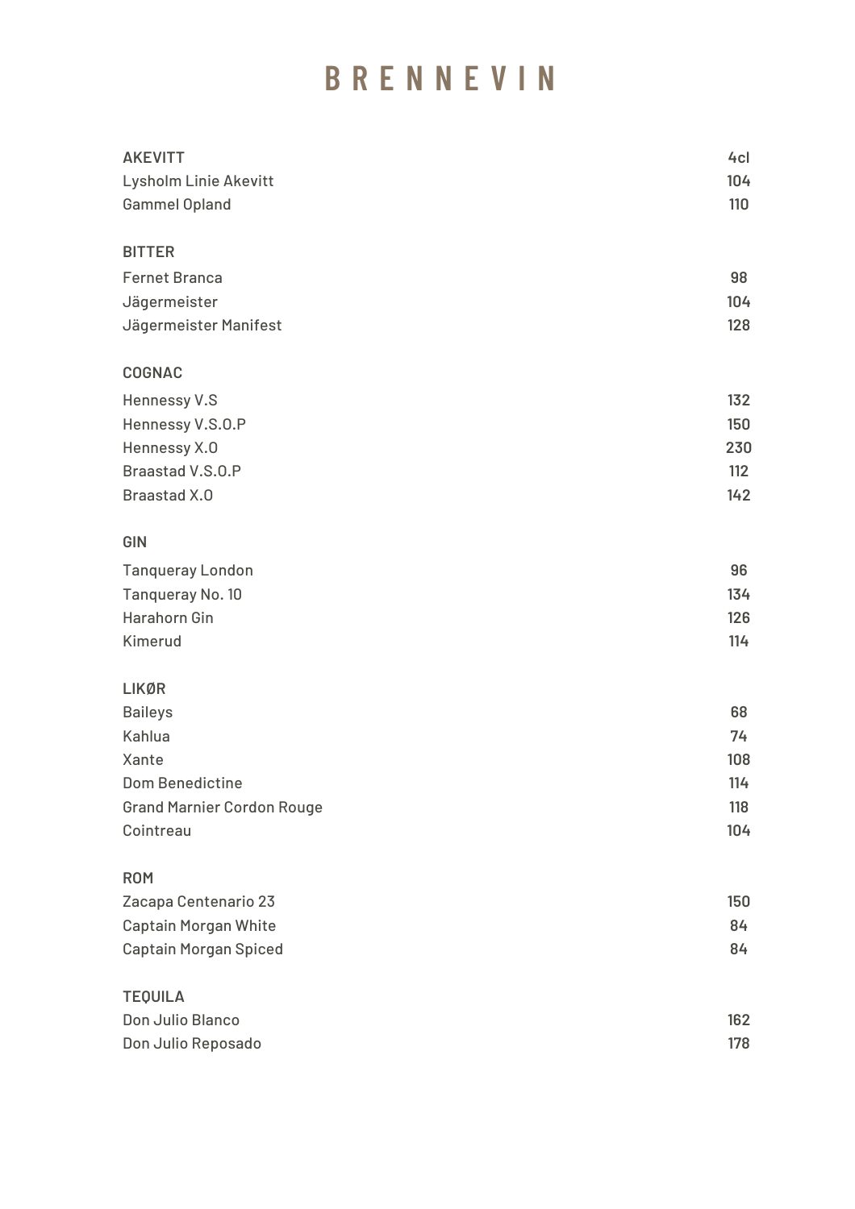# BRENNEVIN

| AKEVITT | 4cl |
|---|---|
| Lysholm Linie Akevitt | 104 |
| Gammel Opland | 110 |

| BITTER | |
|---|---|
| Fernet Branca | 98 |
| Jägermeister | 104 |
| Jägermeister Manifest | 128 |

| COGNAC | |
|---|---|
| Hennessy V.S | 132 |
| Hennessy V.S.O.P | 150 |
| Hennessy X.O | 230 |
| Braastad V.S.O.P | 112 |
| Braastad X.O | 142 |

| GIN | |
|---|---|
| Tanqueray London | 96 |
| Tanqueray No. 10 | 134 |
| Harahorn Gin | 126 |
| Kimerud | 114 |

| LIKØR | |
|---|---|
| Baileys | 68 |
| Kahlua | 74 |
| Xante | 108 |
| Dom Benedictine | 114 |
| Grand Marnier Cordon Rouge | 118 |
| Cointreau | 104 |

| ROM | |
|---|---|
| Zacapa Centenario 23 | 150 |
| Captain Morgan White | 84 |
| Captain Morgan Spiced | 84 |

| TEQUILA | |
|---|---|
| Don Julio Blanco | 162 |
| Don Julio Reposado | 178 |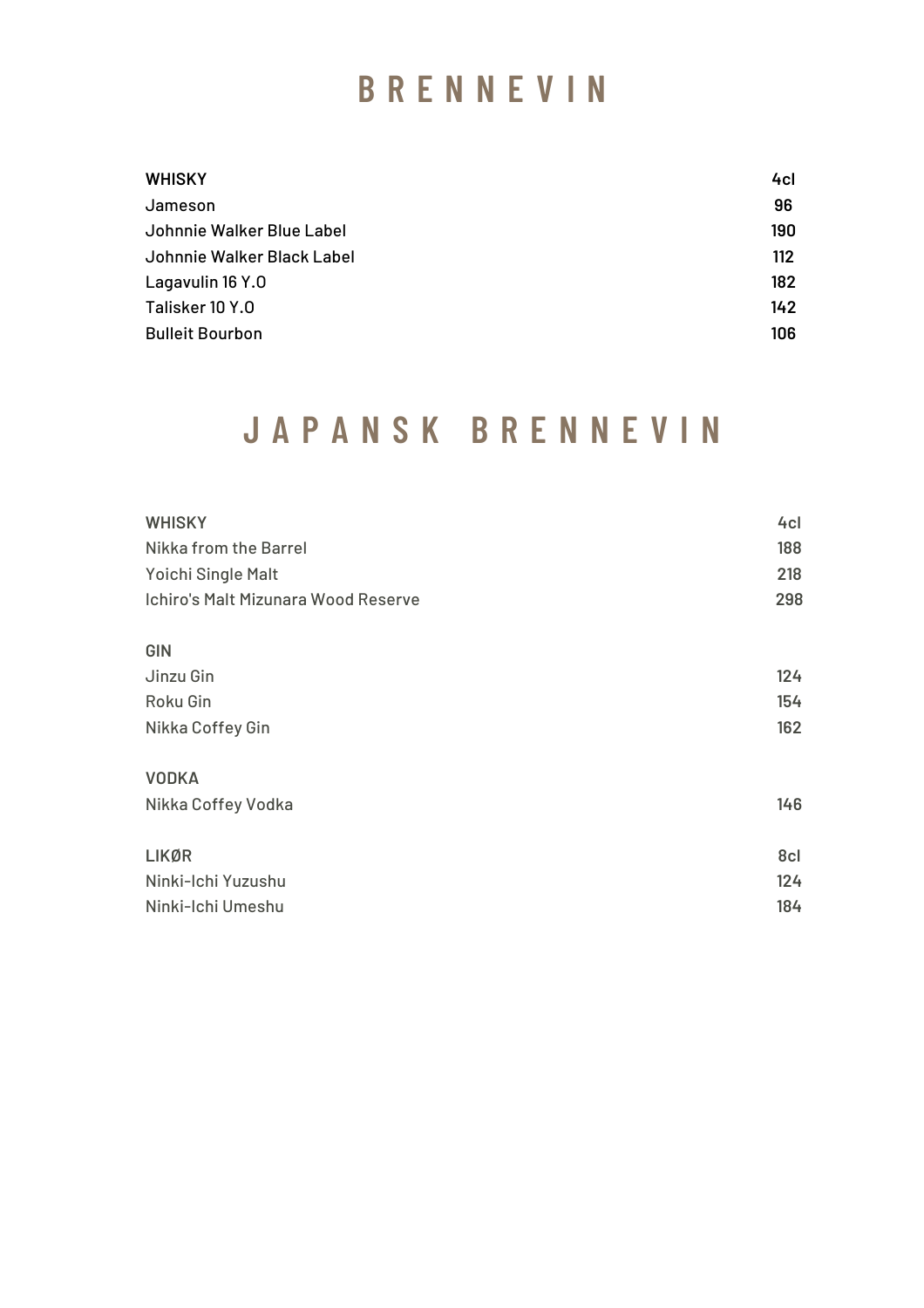# BRENNEVIN

| WHISKY | 4cl |
|---|---|
| Jameson | 96 |
| Johnnie Walker Blue Label | 190 |
| Johnnie Walker Black Label | 112 |
| Lagavulin 16 Y.O | 182 |
| Talisker 10 Y.O | 142 |
| Bulleit Bourbon | 106 |

# JAPANSK BRENNEVIN

| WHISKY | 4cl |
|---|---|
| Nikka from the Barrel | 188 |
| Yoichi Single Malt | 218 |
| Ichiro's Malt Mizunara Wood Reserve | 298 |

| GIN | |
|---|---|
| Jinzu Gin | 124 |
| Roku Gin | 154 |
| Nikka Coffey Gin | 162 |

| VODKA | |
|---|---|
| Nikka Coffey Vodka | 146 |

| LIKØR | 8cl |
|---|---|
| Ninki-Ichi Yuzushu | 124 |
| Ninki-Ichi Umeshu | 184 |